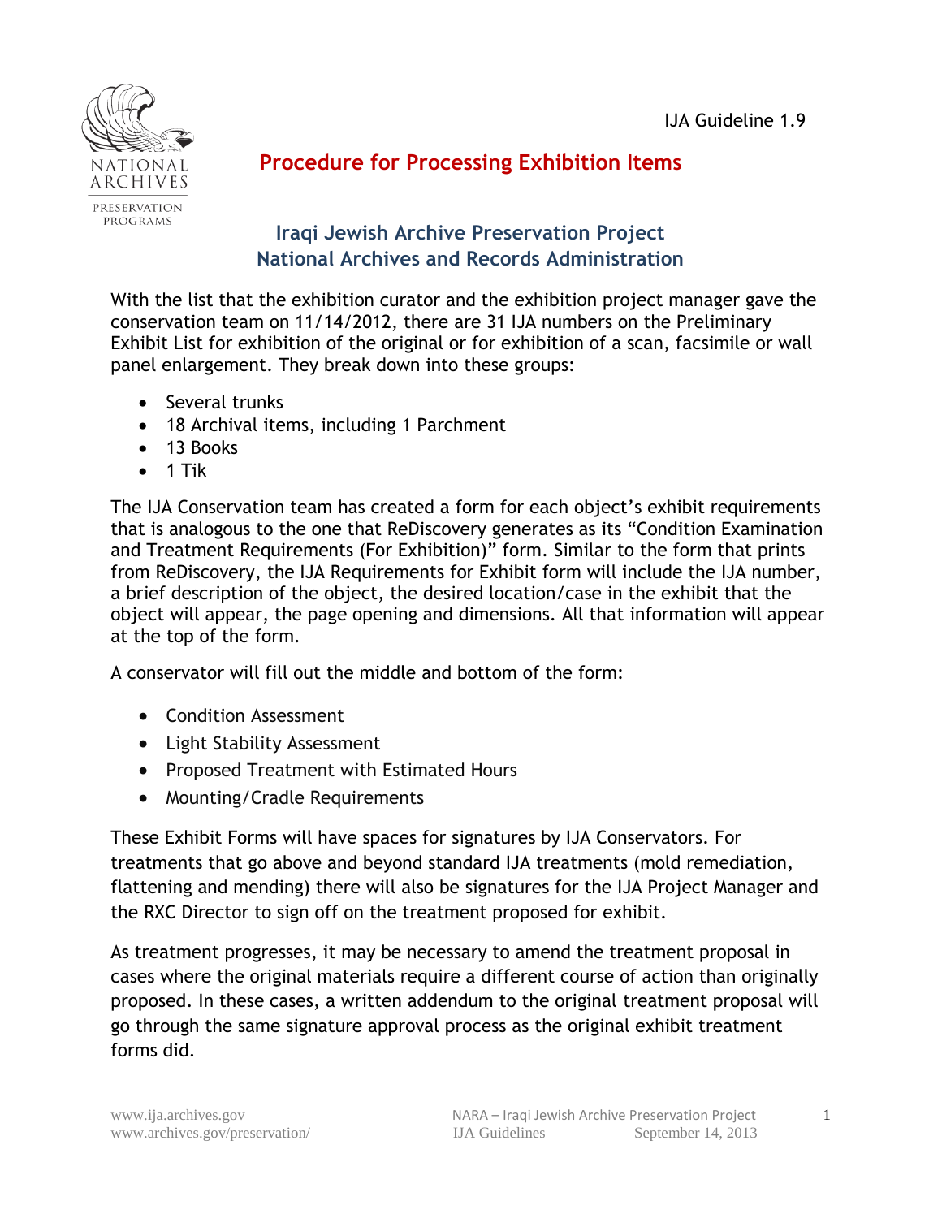IJA Guideline 1.9

# Procedure for Processing Exhibition Items

## Iraqi Jewish Archive Preservation Project
## National Archives and Records Administration

With the list that the exhibition curator and the exhibition project manager gave the conservation team on 11/14/2012, there are 31 IJA numbers on the Preliminary Exhibit List for exhibition of the original or for exhibition of a scan, facsimile or wall panel enlargement. They break down into these groups:

- Several trunks
- 18 Archival items, including 1 Parchment
- 13 Books
- 1 Tik

The IJA Conservation team has created a form for each object's exhibit requirements that is analogous to the one that ReDiscovery generates as its "Condition Examination and Treatment Requirements (For Exhibition)" form. Similar to the form that prints from ReDiscovery, the IJA Requirements for Exhibit form will include the IJA number, a brief description of the object, the desired location/case in the exhibit that the object will appear, the page opening and dimensions. All that information will appear at the top of the form.

A conservator will fill out the middle and bottom of the form:

- Condition Assessment
- Light Stability Assessment
- Proposed Treatment with Estimated Hours
- Mounting/Cradle Requirements

These Exhibit Forms will have spaces for signatures by IJA Conservators. For treatments that go above and beyond standard IJA treatments (mold remediation, flattening and mending) there will also be signatures for the IJA Project Manager and the RXC Director to sign off on the treatment proposed for exhibit.

As treatment progresses, it may be necessary to amend the treatment proposal in cases where the original materials require a different course of action than originally proposed. In these cases, a written addendum to the original treatment proposal will go through the same signature approval process as the original exhibit treatment forms did.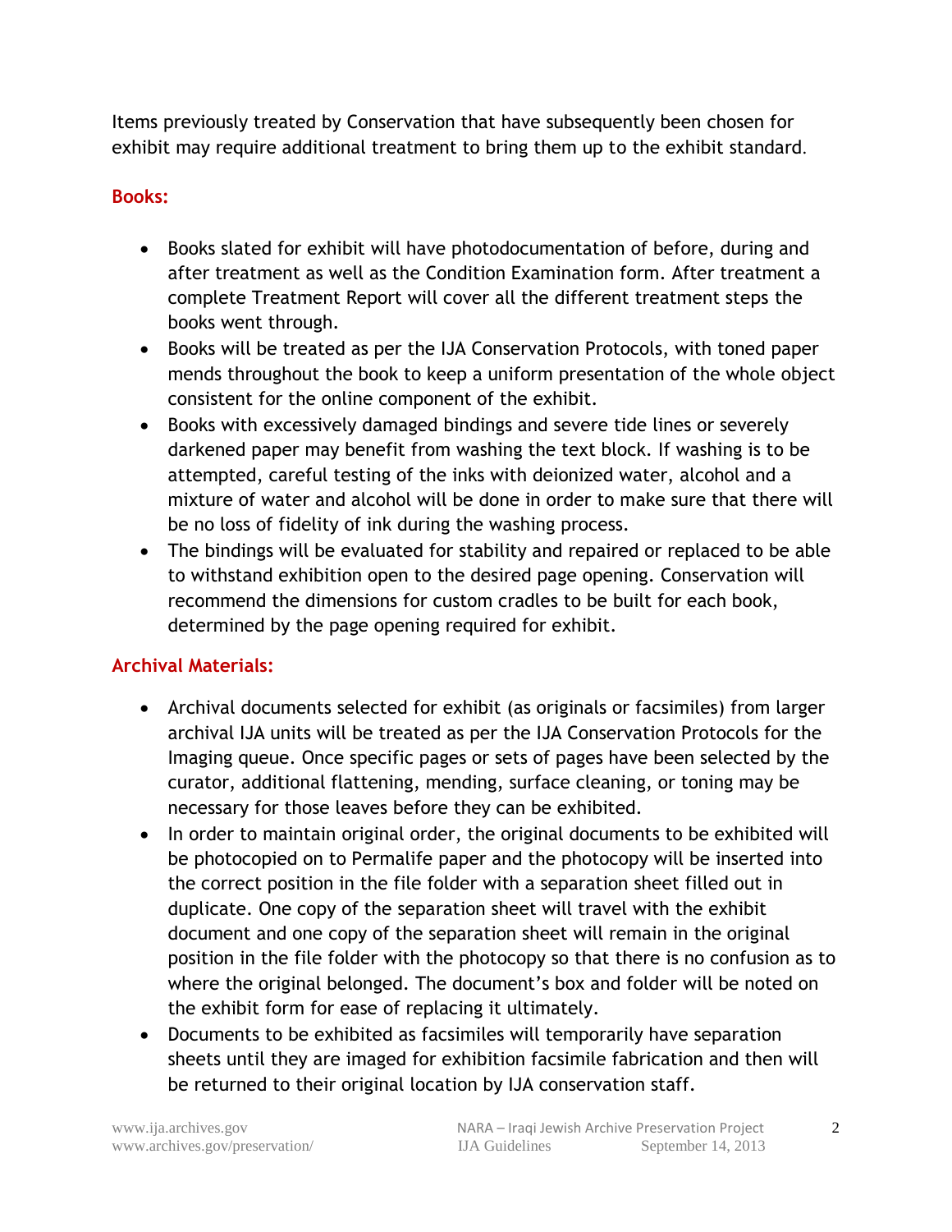Items previously treated by Conservation that have subsequently been chosen for exhibit may require additional treatment to bring them up to the exhibit standard.

## Books:

- Books slated for exhibit will have photodocumentation of before, during and after treatment as well as the Condition Examination form. After treatment a complete Treatment Report will cover all the different treatment steps the books went through.
- Books will be treated as per the IJA Conservation Protocols, with toned paper mends throughout the book to keep a uniform presentation of the whole object consistent for the online component of the exhibit.
- Books with excessively damaged bindings and severe tide lines or severely darkened paper may benefit from washing the text block. If washing is to be attempted, careful testing of the inks with deionized water, alcohol and a mixture of water and alcohol will be done in order to make sure that there will be no loss of fidelity of ink during the washing process.
- The bindings will be evaluated for stability and repaired or replaced to be able to withstand exhibition open to the desired page opening. Conservation will recommend the dimensions for custom cradles to be built for each book, determined by the page opening required for exhibit.

## Archival Materials:

- Archival documents selected for exhibit (as originals or facsimiles) from larger archival IJA units will be treated as per the IJA Conservation Protocols for the Imaging queue. Once specific pages or sets of pages have been selected by the curator, additional flattening, mending, surface cleaning, or toning may be necessary for those leaves before they can be exhibited.
- In order to maintain original order, the original documents to be exhibited will be photocopied on to Permalife paper and the photocopy will be inserted into the correct position in the file folder with a separation sheet filled out in duplicate. One copy of the separation sheet will travel with the exhibit document and one copy of the separation sheet will remain in the original position in the file folder with the photocopy so that there is no confusion as to where the original belonged. The document's box and folder will be noted on the exhibit form for ease of replacing it ultimately.
- Documents to be exhibited as facsimiles will temporarily have separation sheets until they are imaged for exhibition facsimile fabrication and then will be returned to their original location by IJA conservation staff.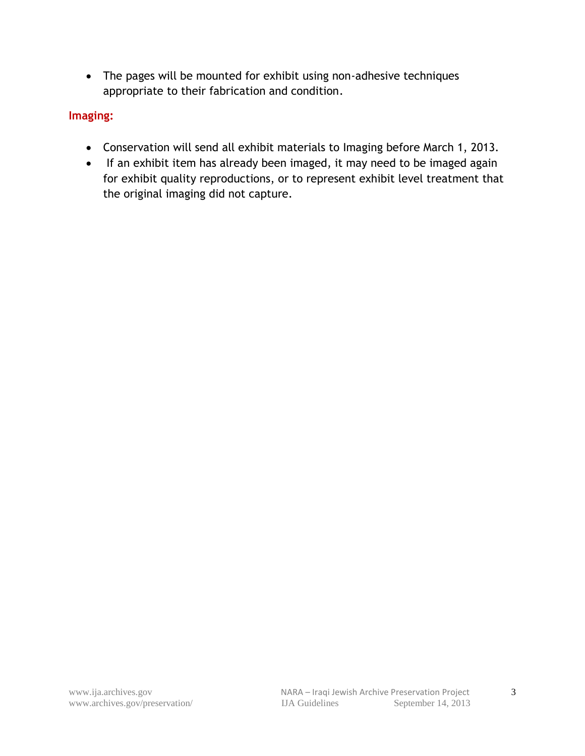- The pages will be mounted for exhibit using non-adhesive techniques appropriate to their fabrication and condition.

**Imaging:**

- Conservation will send all exhibit materials to Imaging before March 1, 2013.
- If an exhibit item has already been imaged, it may need to be imaged again for exhibit quality reproductions, or to represent exhibit level treatment that the original imaging did not capture.